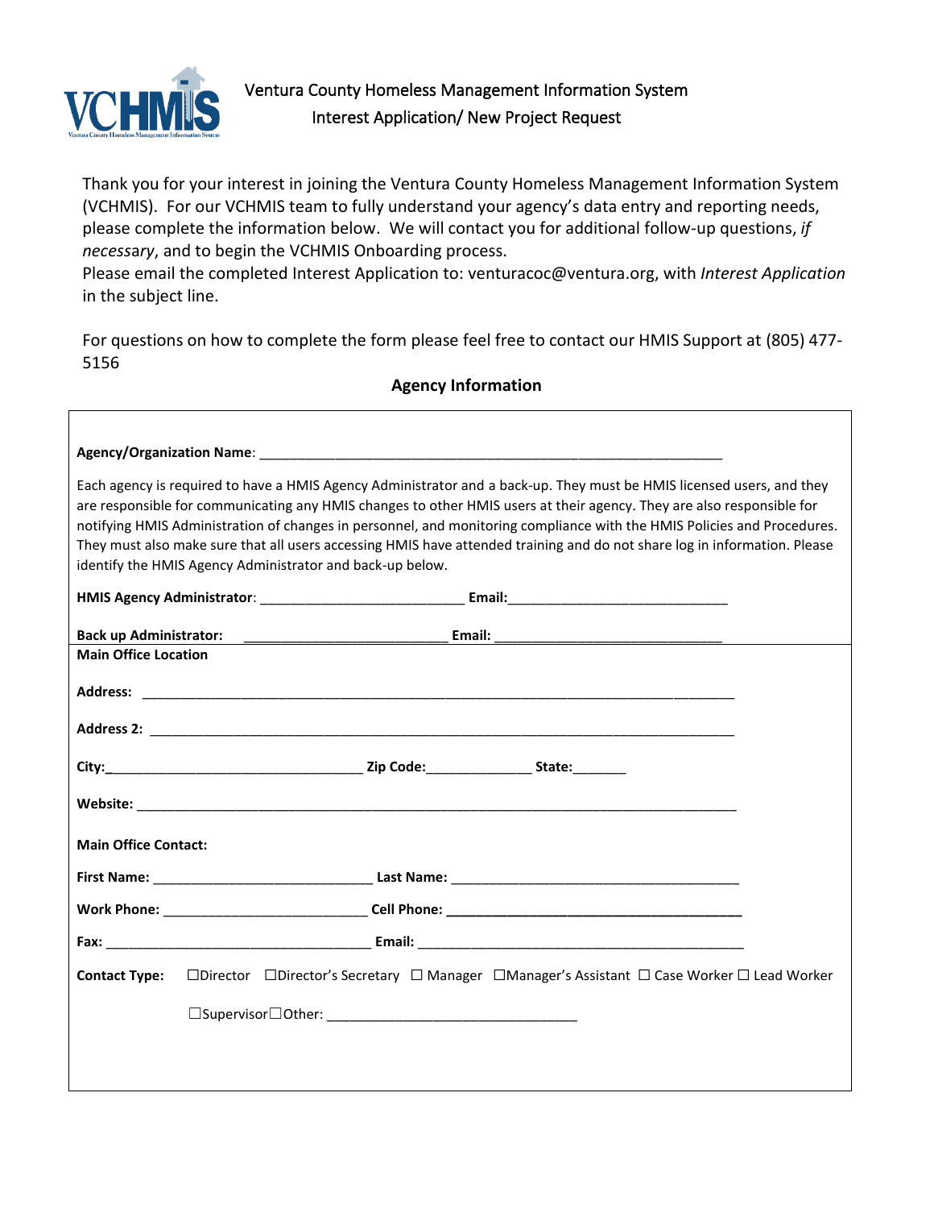# Ventura County Homeless Management Information System

## Interest Application/ New Project Request

Thank you for your interest in joining the Ventura County Homeless Management Information System (VCHMIS). For our VCHMIS team to fully understand your agency's data entry and reporting needs, please complete the information below. We will contact you for additional follow-up questions, *if necessary*, and to begin the VCHMIS Onboarding process.

Please email the completed Interest Application to: venturacoc@ventura.org, with *Interest Application* in the subject line.

For questions on how to complete the form please feel free to contact our HMIS Support at (805) 477-5156

### Agency Information

**Agency/Organization Name**: ____________________________________________________________

Each agency is required to have a HMIS Agency Administrator and a back-up. They must be HMIS licensed users, and they are responsible for communicating any HMIS changes to other HMIS users at their agency. They are also responsible for notifying HMIS Administration of changes in personnel, and monitoring compliance with the HMIS Policies and Procedures. They must also make sure that all users accessing HMIS have attended training and do not share log in information. Please identify the HMIS Agency Administrator and back-up below.

**HMIS Agency Administrator**: ___________________________ **Email:**______________________________

**Back up Administrator:** ___________________________ **Email:** ______________________________

**Main Office Location**

**Address:** ________________________________________________________________________________

**Address 2:** ______________________________________________________________________________

**City:**__________________________________ **Zip Code:**______________ **State:**_______

**Website:** _______________________________________________________________________________

**Main Office Contact:**

**First Name:** _____________________________ **Last Name:** ______________________________________

**Work Phone:** ___________________________ **Cell Phone:** ______________________________________

**Fax:** ___________________________________ **Email:** __________________________________________

**Contact Type:** ☐Director ☐Director's Secretary ☐ Manager ☐Manager's Assistant ☐ Case Worker ☐ Lead Worker

☐Supervisor☐Other: _________________________________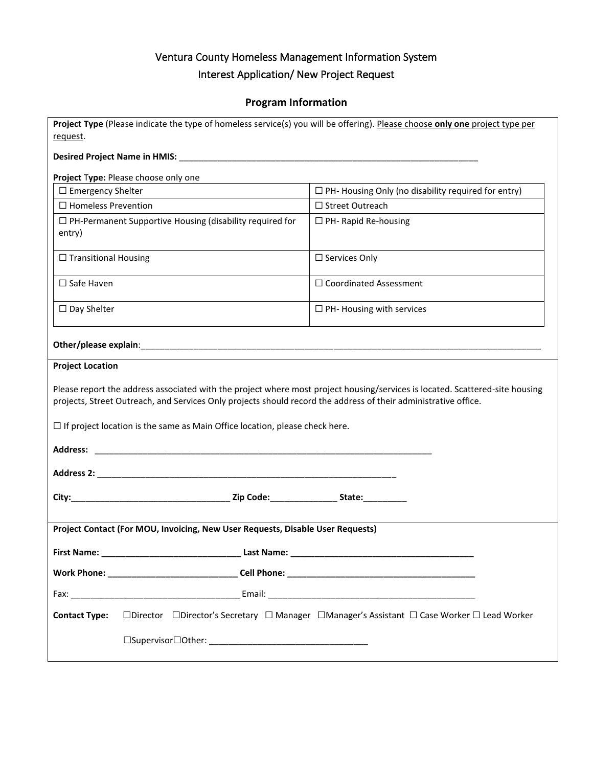# Ventura County Homeless Management Information System
## Interest Application/ New Project Request

### Program Information

**Project Type** (Please indicate the type of homeless service(s) you will be offering). Please choose **only one** project type per request.

**Desired Project Name in HMIS:** ___________________________________________________________

**Project Type:** Please choose only one

| | |
|---|---|
| ☐ Emergency Shelter | ☐ PH- Housing Only (no disability required for entry) |
| ☐ Homeless Prevention | ☐ Street Outreach |
| ☐ PH-Permanent Supportive Housing (disability required for entry) | ☐ PH- Rapid Re-housing |
| ☐ Transitional Housing | ☐ Services Only |
| ☐ Safe Haven | ☐ Coordinated Assessment |
| ☐ Day Shelter | ☐ PH- Housing with services |

**Other/please explain**:_____________________________________________________________________________________

**Project Location**

Please report the address associated with the project where most project housing/services is located. Scattered-site housing projects, Street Outreach, and Services Only projects should record the address of their administrative office.

☐ If project location is the same as Main Office location, please check here.

**Address:** ________________________________________________________________________

**Address 2:** ______________________________________________________________

**City:**_________________________________ **Zip Code:**______________ **State:**_________

**Project Contact (For MOU, Invoicing, New User Requests, Disable User Requests)**

**First Name:** ______________________________ **Last Name:** ________________________________________

**Work Phone:** ___________________________ **Cell Phone:** ________________________________________

Fax: ___________________________________ Email: ____________________________________________

**Contact Type:** ☐Director ☐Director's Secretary ☐ Manager ☐Manager's Assistant ☐ Case Worker ☐ Lead Worker

☐Supervisor☐Other: _________________________________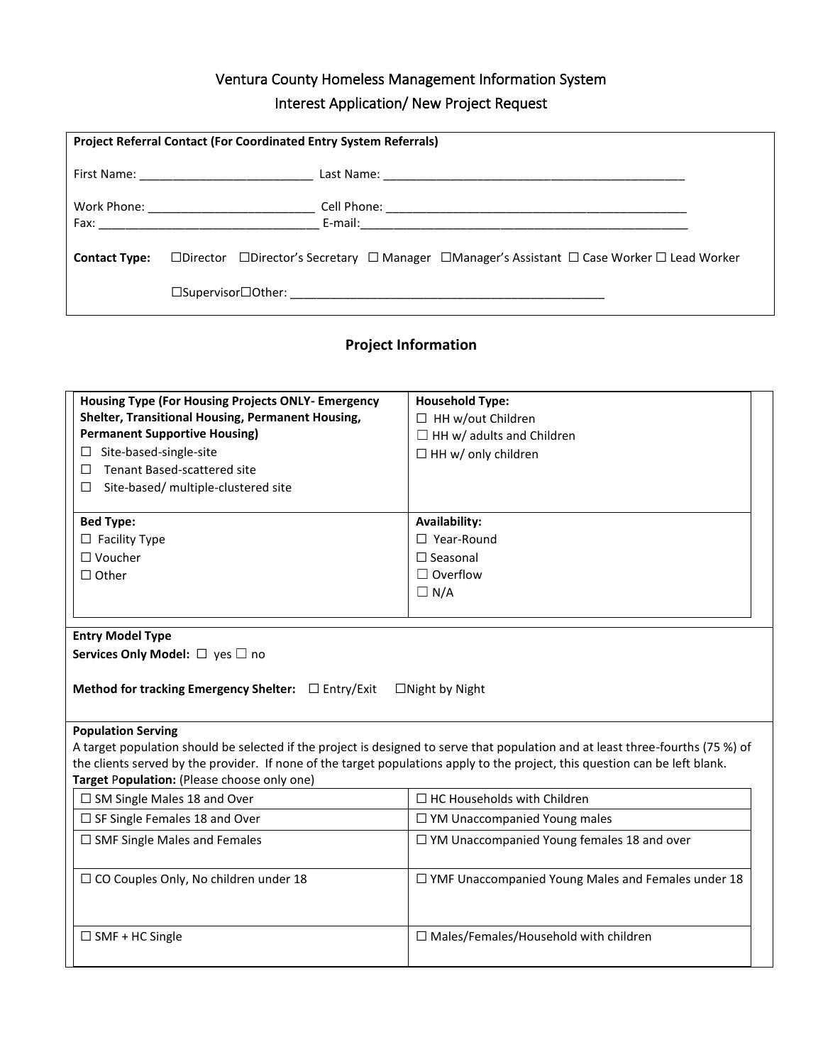# Ventura County Homeless Management Information System

## Interest Application/ New Project Request

**Project Referral Contact (For Coordinated Entry System Referrals)**

First Name: ___________________________ Last Name: _______________________________________________

Work Phone: _________________________ Cell Phone: _______________________________________________

Fax: _________________________________ E-mail:___________________________________________________

**Contact Type:** ☐Director ☐Director's Secretary ☐ Manager ☐Manager's Assistant ☐ Case Worker ☐ Lead Worker

☐Supervisor☐Other: _________________________________________________

## Project Information

| **Housing Type (For Housing Projects ONLY- Emergency Shelter, Transitional Housing, Permanent Housing, Permanent Supportive Housing)**<br>☐ Site-based-single-site<br>☐ Tenant Based-scattered site<br>☐ Site-based/ multiple-clustered site | **Household Type:**<br>☐ HH w/out Children<br>☐ HH w/ adults and Children<br>☐ HH w/ only children |
|---|---|
| **Bed Type:**<br>☐ Facility Type<br>☐ Voucher<br>☐ Other | **Availability:**<br>☐ Year-Round<br>☐ Seasonal<br>☐ Overflow<br>☐ N/A |

**Entry Model Type**

**Services Only Model:** ☐ yes ☐ no

**Method for tracking Emergency Shelter:** ☐ Entry/Exit ☐Night by Night

**Population Serving**

A target population should be selected if the project is designed to serve that population and at least three-fourths (75 %) of the clients served by the provider. If none of the target populations apply to the project, this question can be left blank.

**Target** P**opulation:** (Please choose only one)

| | |
|---|---|
| ☐ SM Single Males 18 and Over | ☐ HC Households with Children |
| ☐ SF Single Females 18 and Over | ☐ YM Unaccompanied Young males |
| ☐ SMF Single Males and Females | ☐ YM Unaccompanied Young females 18 and over |
| ☐ CO Couples Only, No children under 18 | ☐ YMF Unaccompanied Young Males and Females under 18 |
| ☐ SMF + HC Single | ☐ Males/Females/Household with children |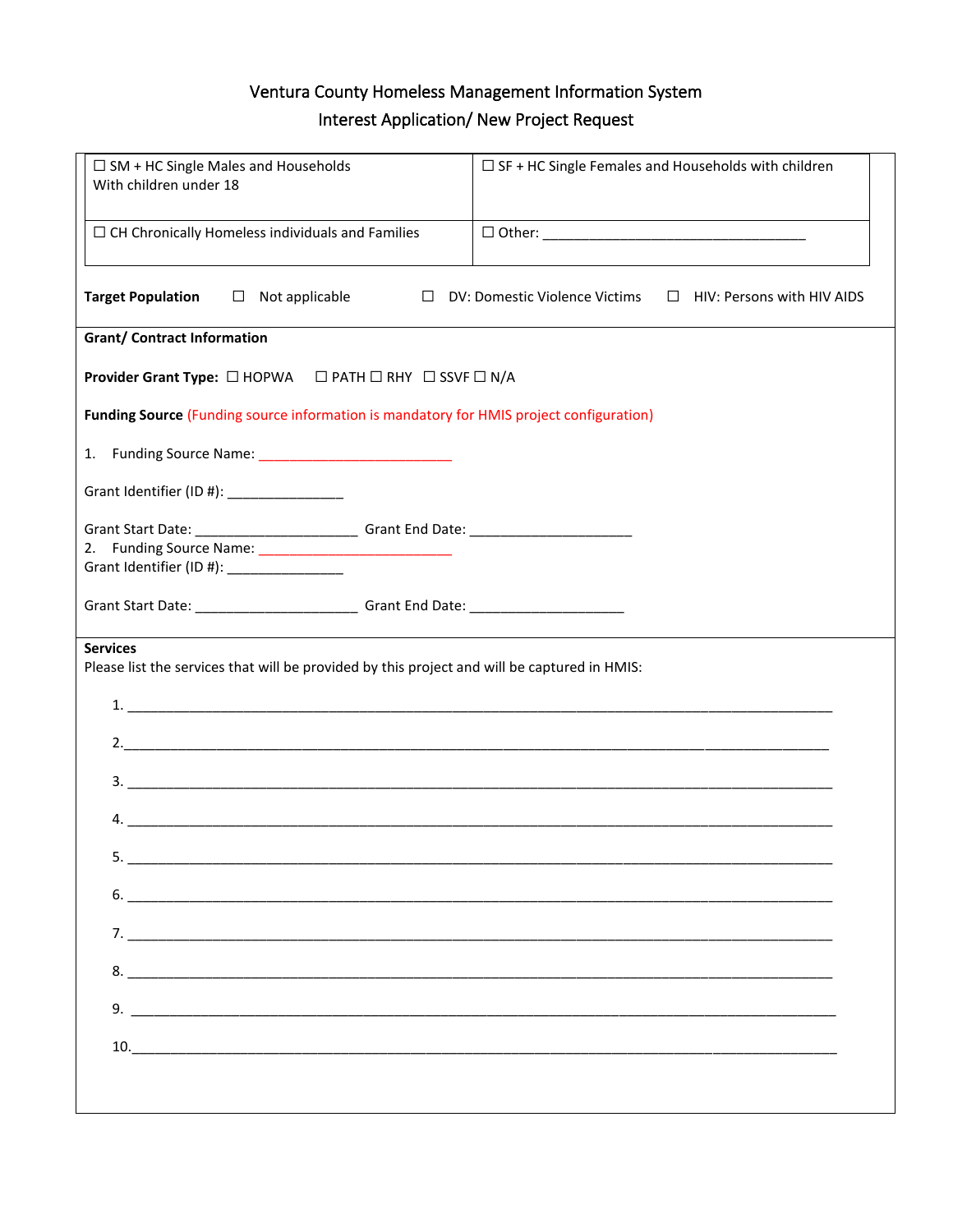Ventura County Homeless Management Information System

Interest Application/ New Project Request

| ☐ SM + HC Single Males and Households With children under 18 | ☐ SF + HC Single Females and Households with children |
| --- | --- |
| ☐ CH Chronically Homeless individuals and Families | ☐ Other: ___________________________________ |

**Target Population** ☐ Not applicable ☐ DV: Domestic Violence Victims ☐ HIV: Persons with HIV AIDS

**Grant/ Contract Information**

**Provider Grant Type:** ☐ HOPWA ☐ PATH ☐ RHY ☐ SSVF ☐ N/A

**Funding Source** (Funding source information is mandatory for HMIS project configuration)

1. Funding Source Name: __________________________

Grant Identifier (ID #): _______________

Grant Start Date: _____________________ Grant End Date: _____________________

2. Funding Source Name: __________________________

Grant Identifier (ID #): _______________

Grant Start Date: _____________________ Grant End Date: ____________________

**Services**

Please list the services that will be provided by this project and will be captured in HMIS:

1. ___________________________________________________________________________________________
2. ___________________________________________________________________________________________
3. ___________________________________________________________________________________________
4. ___________________________________________________________________________________________
5. ___________________________________________________________________________________________
6. ___________________________________________________________________________________________
7. ___________________________________________________________________________________________
8. ___________________________________________________________________________________________
9. ___________________________________________________________________________________________
10. __________________________________________________________________________________________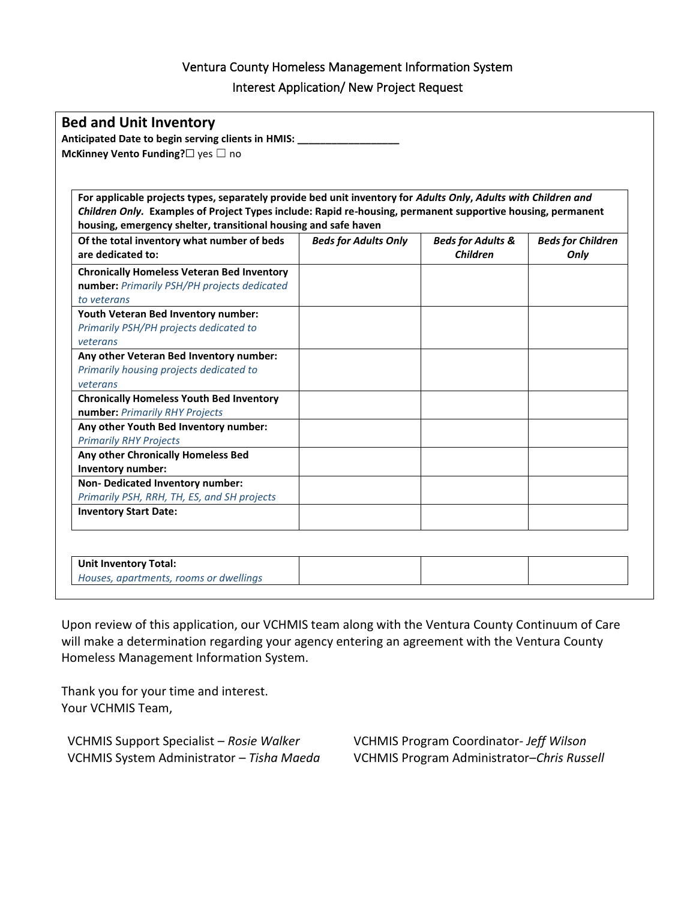Ventura County Homeless Management Information System
Interest Application/ New Project Request

## Bed and Unit Inventory

**Anticipated Date to begin serving clients in HMIS: ___________________**
**McKinney Vento Funding?**☐ yes ☐ no

**For applicable projects types, separately provide bed unit inventory for *Adults Only*, *Adults with Children and Children Only.* Examples of Project Types include: Rapid re-housing, permanent supportive housing, permanent housing, emergency shelter, transitional housing and safe haven**

| **Of the total inventory what number of beds are dedicated to:** | ***Beds for Adults Only*** | ***Beds for Adults & Children*** | ***Beds for Children Only*** |
|---|---|---|---|
| **Chronically Homeless Veteran Bed Inventory number:** *Primarily PSH/PH projects dedicated to veterans* | | | |
| **Youth Veteran Bed Inventory number:** *Primarily PSH/PH projects dedicated to veterans* | | | |
| **Any other Veteran Bed Inventory number:** *Primarily housing projects dedicated to veterans* | | | |
| **Chronically Homeless Youth Bed Inventory number:** *Primarily RHY Projects* | | | |
| **Any other Youth Bed Inventory number:** *Primarily RHY Projects* | | | |
| **Any other Chronically Homeless Bed Inventory number:** | | | |
| **Non- Dedicated Inventory number:** *Primarily PSH, RRH, TH, ES, and SH projects* | | | |
| **Inventory Start Date:** | | | |

| | | | |
|---|---|---|---|
| **Unit Inventory Total:** *Houses, apartments, rooms or dwellings* | | | |

Upon review of this application, our VCHMIS team along with the Ventura County Continuum of Care will make a determination regarding your agency entering an agreement with the Ventura County Homeless Management Information System.

Thank you for your time and interest.
Your VCHMIS Team,

VCHMIS Support Specialist – *Rosie Walker*
VCHMIS System Administrator – *Tisha Maeda*
VCHMIS Program Coordinator- *Jeff Wilson*
VCHMIS Program Administrator–*Chris Russell*